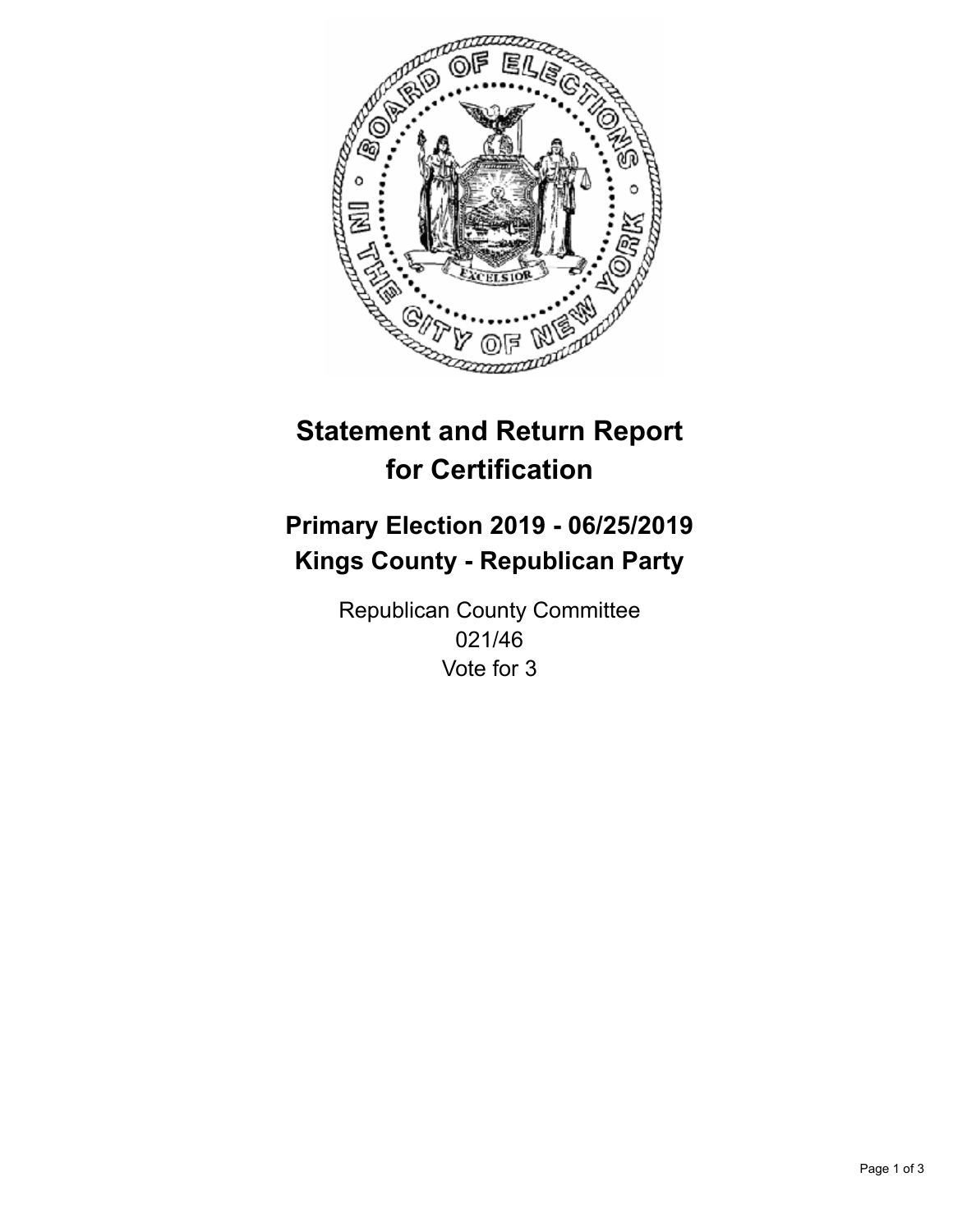# Statement and Return Report for Certification

## Primary Election 2019 - 06/25/2019
## Kings County - Republican Party

Republican County Committee
021/46
Vote for 3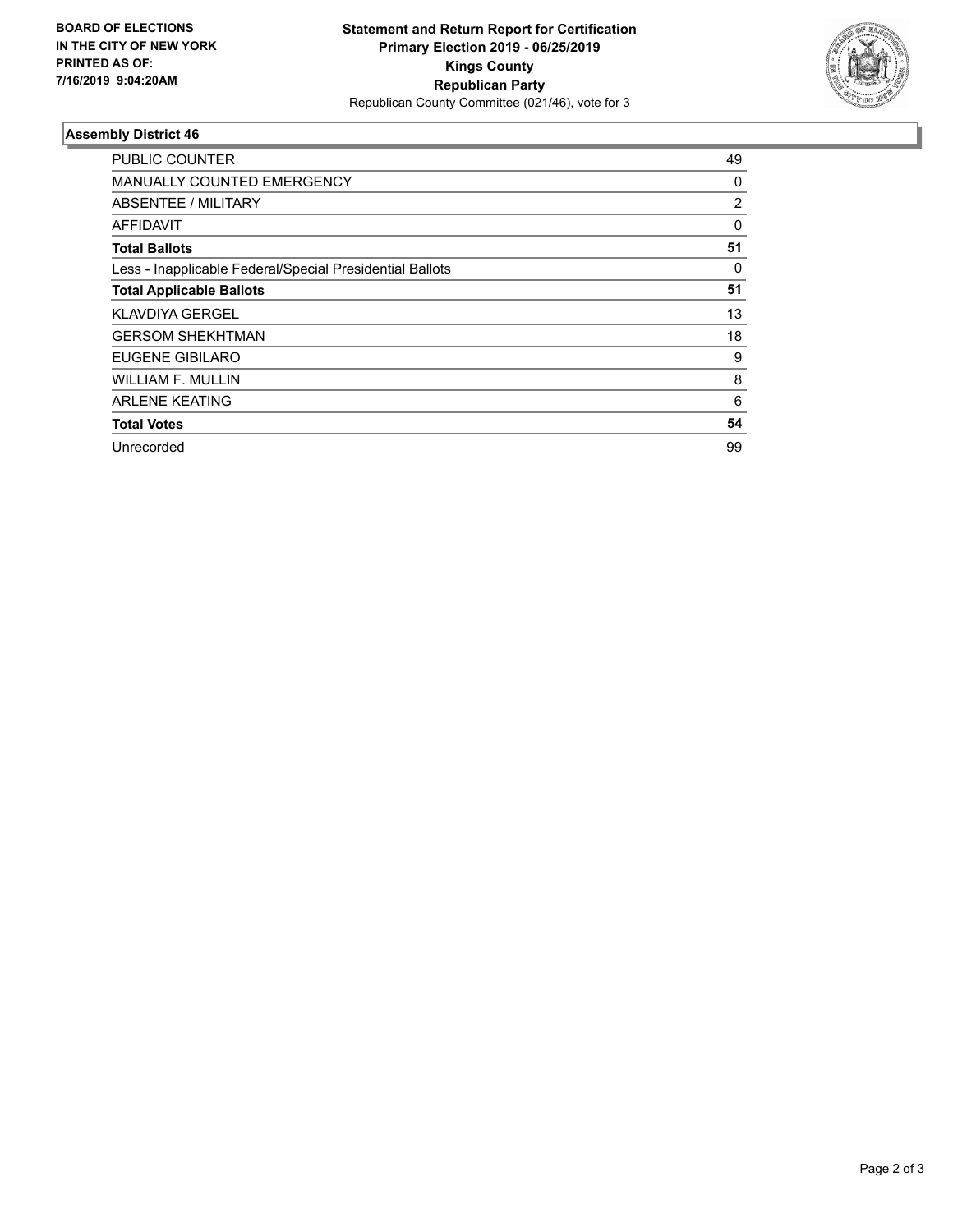**BOARD OF ELECTIONS**
**IN THE CITY OF NEW YORK**
**PRINTED AS OF:**
**7/16/2019 9:04:20AM**

**Statement and Return Report for Certification**
**Primary Election 2019 - 06/25/2019**
**Kings County**
**Republican Party**
Republican County Committee (021/46), vote for 3

### Assembly District 46

| | |
|---|---|
| PUBLIC COUNTER | 49 |
| MANUALLY COUNTED EMERGENCY | 0 |
| ABSENTEE / MILITARY | 2 |
| AFFIDAVIT | 0 |
| **Total Ballots** | **51** |
| Less - Inapplicable Federal/Special Presidential Ballots | 0 |
| **Total Applicable Ballots** | **51** |
| KLAVDIYA GERGEL | 13 |
| GERSOM SHEKHTMAN | 18 |
| EUGENE GIBILARO | 9 |
| WILLIAM F. MULLIN | 8 |
| ARLENE KEATING | 6 |
| **Total Votes** | **54** |
| Unrecorded | 99 |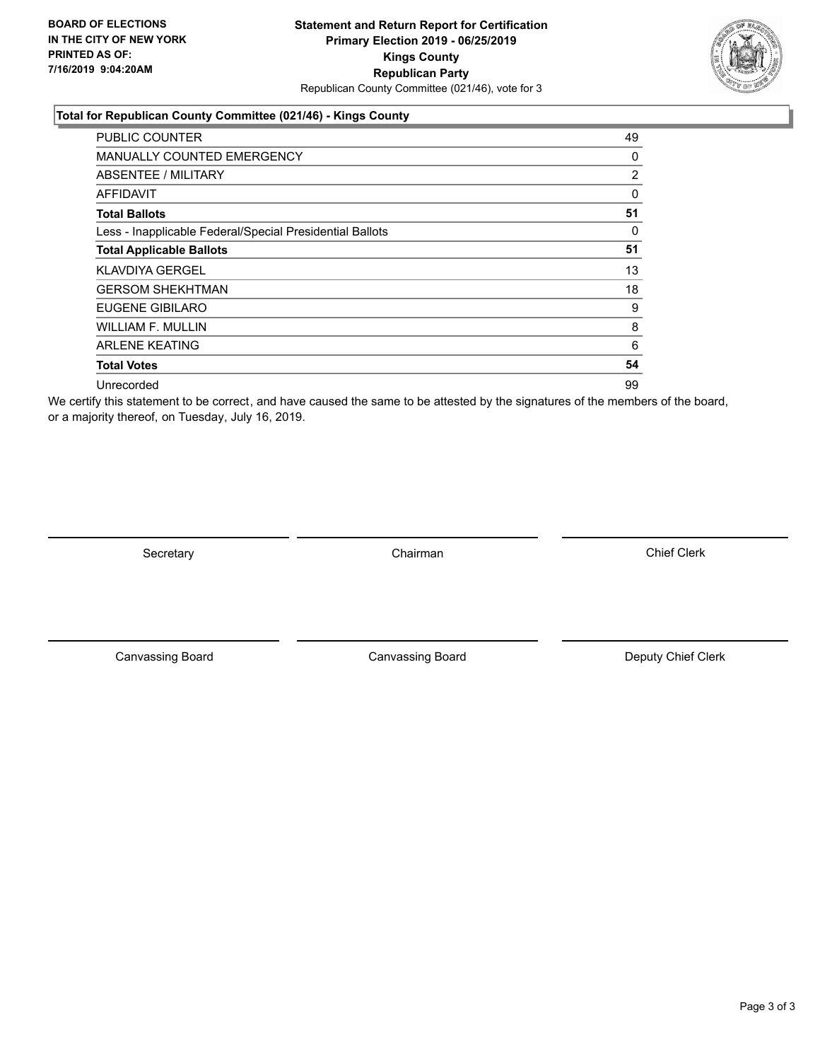**BOARD OF ELECTIONS IN THE CITY OF NEW YORK PRINTED AS OF: 7/16/2019 9:04:20AM**

**Statement and Return Report for Certification**
**Primary Election 2019 - 06/25/2019**
**Kings County**
**Republican Party**
Republican County Committee (021/46), vote for 3

**Total for Republican County Committee (021/46) - Kings County**

| | |
|---|---|
| PUBLIC COUNTER | 49 |
| MANUALLY COUNTED EMERGENCY | 0 |
| ABSENTEE / MILITARY | 2 |
| AFFIDAVIT | 0 |
| **Total Ballots** | **51** |
| Less - Inapplicable Federal/Special Presidential Ballots | 0 |
| **Total Applicable Ballots** | **51** |
| KLAVDIYA GERGEL | 13 |
| GERSOM SHEKHTMAN | 18 |
| EUGENE GIBILARO | 9 |
| WILLIAM F. MULLIN | 8 |
| ARLENE KEATING | 6 |
| **Total Votes** | **54** |
| Unrecorded | 99 |

We certify this statement to be correct, and have caused the same to be attested by the signatures of the members of the board, or a majority thereof, on Tuesday, July 16, 2019.

Secretary

Chairman

Chief Clerk

Canvassing Board

Canvassing Board

Deputy Chief Clerk